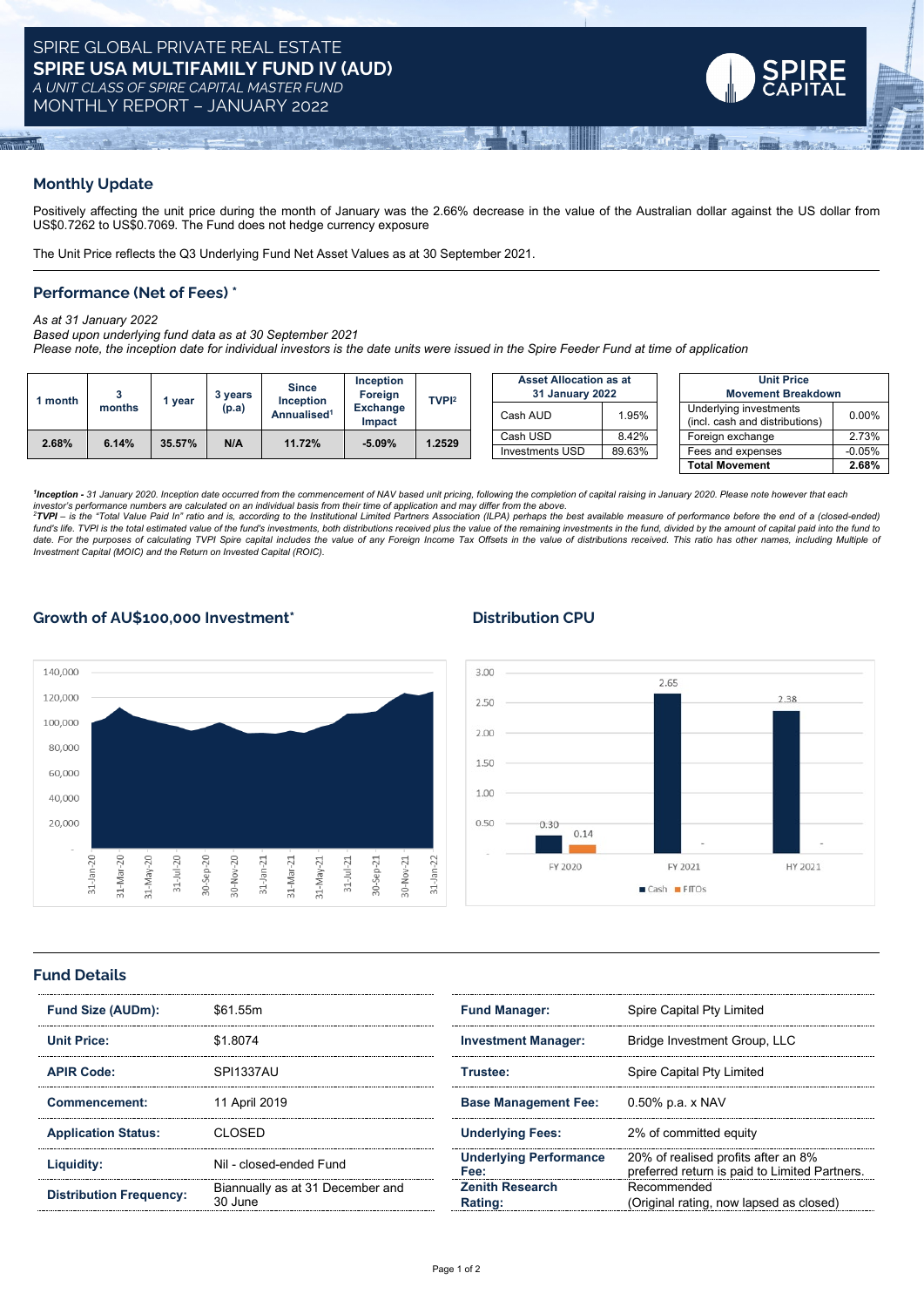# SPIRE GLOBAL PRIVATE REAL ESTATE
# SPIRE USA MULTIFAMILY FUND IV (AUD)
*A UNIT CLASS OF SPIRE CAPITAL MASTER FUND*
MONTHLY REPORT – JANUARY 2022

## Monthly Update

Positively affecting the unit price during the month of January was the 2.66% decrease in the value of the Australian dollar against the US dollar from US$0.7262 to US$0.7069. The Fund does not hedge currency exposure

The Unit Price reflects the Q3 Underlying Fund Net Asset Values as at 30 September 2021.

## Performance (Net of Fees) *

*As at 31 January 2022*
*Based upon underlying fund data as at 30 September 2021*
*Please note, the inception date for individual investors is the date units were issued in the Spire Feeder Fund at time of application*

| 1 month | 3 months | 1 year | 3 years (p.a) | Since Inception Annualised[1] | Inception Foreign Exchange Impact | TVPI[2] |
|---|---|---|---|---|---|---|
| 2.68% | 6.14% | 35.57% | N/A | 11.72% | -5.09% | 1.2529 |

| Asset Allocation as at 31 January 2022 | |
|---|---|
| Cash AUD | 1.95% |
| Cash USD | 8.42% |
| Investments USD | 89.63% |

| Unit Price Movement Breakdown | |
|---|---|
| Underlying investments (incl. cash and distributions) | 0.00% |
| Foreign exchange | 2.73% |
| Fees and expenses | -0.05% |
| **Total Movement** | **2.68%** |

*[1]**Inception -** 31 January 2020. Inception date occurred from the commencement of NAV based unit pricing, following the completion of capital raising in January 2020. Please note however that each investor's performance numbers are calculated on an individual basis from their time of application and may differ from the above.*
*[2]**TVPI** – is the "Total Value Paid In" ratio and is, according to the Institutional Limited Partners Association (ILPA) perhaps the best available measure of performance before the end of a (closed-ended) fund's life. TVPI is the total estimated value of the fund's investments, both distributions received plus the value of the remaining investments in the fund, divided by the amount of capital paid into the fund to date. For the purposes of calculating TVPI Spire capital includes the value of any Foreign Income Tax Offsets in the value of distributions received. This ratio has other names, including Multiple of Investment Capital (MOIC) and the Return on Invested Capital (ROIC).*

## Growth of AU$100,000 Investment*

## Distribution CPU

| | Cash | FITOs |
|---|---|---|
| FY 2020 | 0.30 | 0.14 |
| FY 2021 | 2.65 | - |
| HY 2021 | 2.38 | - |

## Fund Details

| | |
|---|---|
| **Fund Size (AUDm):** | $61.55m |
| **Unit Price:** | $1.8074 |
| **APIR Code:** | SPI1337AU |
| **Commencement:** | 11 April 2019 |
| **Application Status:** | CLOSED |
| **Liquidity:** | Nil - closed-ended Fund |
| **Distribution Frequency:** | Biannually as at 31 December and 30 June |

| | |
|---|---|
| **Fund Manager:** | Spire Capital Pty Limited |
| **Investment Manager:** | Bridge Investment Group, LLC |
| **Trustee:** | Spire Capital Pty Limited |
| **Base Management Fee:** | 0.50% p.a. x NAV |
| **Underlying Fees:** | 2% of committed equity |
| **Underlying Performance Fee:** | 20% of realised profits after an 8% preferred return is paid to Limited Partners. |
| **Zenith Research Rating:** | Recommended (Original rating, now lapsed as closed) |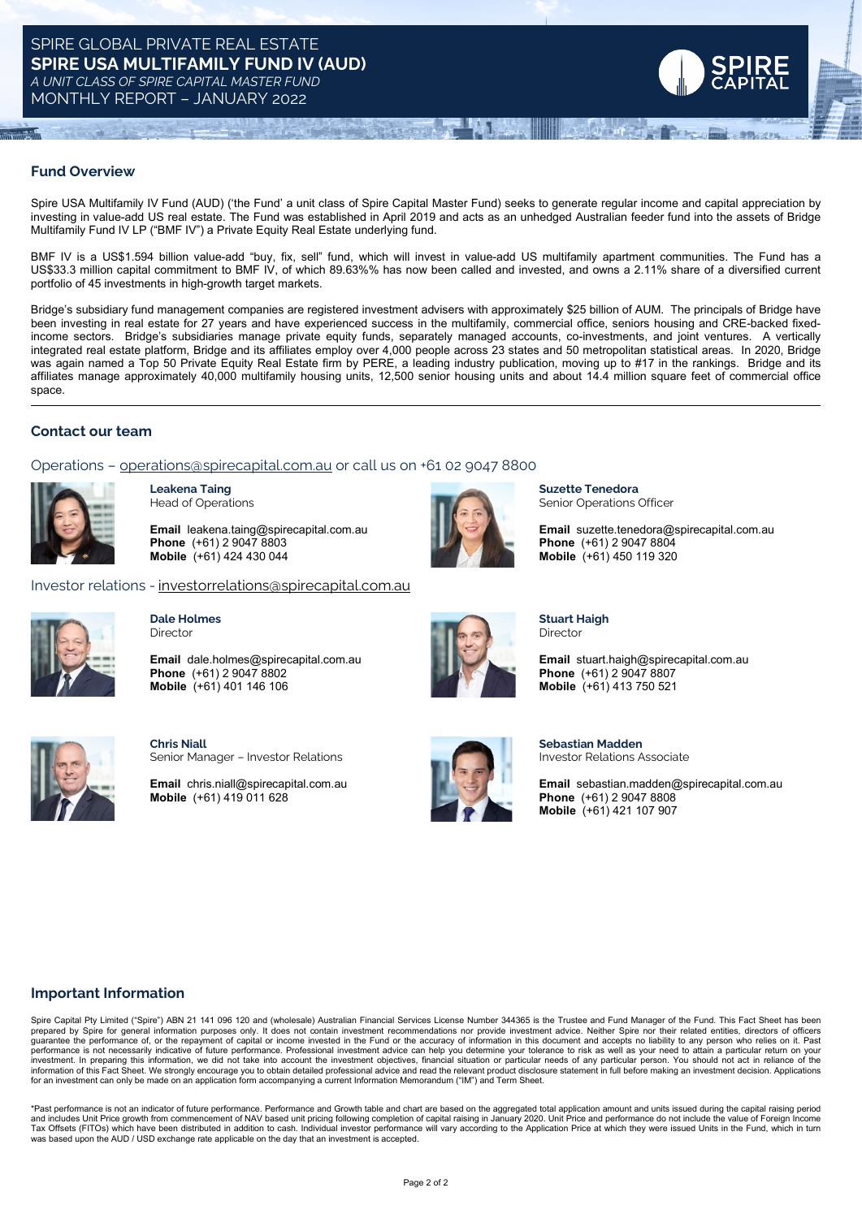SPIRE GLOBAL PRIVATE REAL ESTATE
**SPIRE USA MULTIFAMILY FUND IV (AUD)**
*A UNIT CLASS OF SPIRE CAPITAL MASTER FUND*
MONTHLY REPORT – JANUARY 2022

## Fund Overview

Spire USA Multifamily IV Fund (AUD) ('the Fund' a unit class of Spire Capital Master Fund) seeks to generate regular income and capital appreciation by investing in value-add US real estate. The Fund was established in April 2019 and acts as an unhedged Australian feeder fund into the assets of Bridge Multifamily Fund IV LP ("BMF IV") a Private Equity Real Estate underlying fund.

BMF IV is a US$1.594 billion value-add "buy, fix, sell" fund, which will invest in value-add US multifamily apartment communities. The Fund has a US$33.3 million capital commitment to BMF IV, of which 89.63%% has now been called and invested, and owns a 2.11% share of a diversified current portfolio of 45 investments in high-growth target markets.

Bridge's subsidiary fund management companies are registered investment advisers with approximately $25 billion of AUM. The principals of Bridge have been investing in real estate for 27 years and have experienced success in the multifamily, commercial office, seniors housing and CRE-backed fixed-income sectors. Bridge's subsidiaries manage private equity funds, separately managed accounts, co-investments, and joint ventures. A vertically integrated real estate platform, Bridge and its affiliates employ over 4,000 people across 23 states and 50 metropolitan statistical areas. In 2020, Bridge was again named a Top 50 Private Equity Real Estate firm by PERE, a leading industry publication, moving up to #17 in the rankings. Bridge and its affiliates manage approximately 40,000 multifamily housing units, 12,500 senior housing units and about 14.4 million square feet of commercial office space.

## Contact our team

Operations – operations@spirecapital.com.au or call us on +61 02 9047 8800

**Leakena Taing**
Head of Operations

**Email** leakena.taing@spirecapital.com.au
**Phone** (+61) 2 9047 8803
**Mobile** (+61) 424 430 044

**Suzette Tenedora**
Senior Operations Officer

**Email** suzette.tenedora@spirecapital.com.au
**Phone** (+61) 2 9047 8804
**Mobile** (+61) 450 119 320

Investor relations - investorrelations@spirecapital.com.au

**Dale Holmes**
Director

**Email** dale.holmes@spirecapital.com.au
**Phone** (+61) 2 9047 8802
**Mobile** (+61) 401 146 106

**Stuart Haigh**
Director

**Email** stuart.haigh@spirecapital.com.au
**Phone** (+61) 2 9047 8807
**Mobile** (+61) 413 750 521

**Chris Niall**
Senior Manager – Investor Relations

**Email** chris.niall@spirecapital.com.au
**Mobile** (+61) 419 011 628

**Sebastian Madden**
Investor Relations Associate

**Email** sebastian.madden@spirecapital.com.au
**Phone** (+61) 2 9047 8808
**Mobile** (+61) 421 107 907

## Important Information

Spire Capital Pty Limited ("Spire") ABN 21 141 096 120 and (wholesale) Australian Financial Services License Number 344365 is the Trustee and Fund Manager of the Fund. This Fact Sheet has been prepared by Spire for general information purposes only. It does not contain investment recommendations nor provide investment advice. Neither Spire nor their related entities, directors of officers guarantee the performance of, or the repayment of capital or income invested in the Fund or the accuracy of information in this document and accepts no liability to any person who relies on it. Past performance is not necessarily indicative of future performance. Professional investment advice can help you determine your tolerance to risk as well as your need to attain a particular return on your investment. In preparing this information, we did not take into account the investment objectives, financial situation or particular needs of any particular person. You should not act in reliance of the information of this Fact Sheet. We strongly encourage you to obtain detailed professional advice and read the relevant product disclosure statement in full before making an investment decision. Applications for an investment can only be made on an application form accompanying a current Information Memorandum ("IM") and Term Sheet.

*Past performance is not an indicator of future performance. Performance and Growth table and chart are based on the aggregated total application amount and units issued during the capital raising period and includes Unit Price growth from commencement of NAV based unit pricing following completion of capital raising in January 2020. Unit Price and performance do not include the value of Foreign Income Tax Offsets (FITOs) which have been distributed in addition to cash. Individual investor performance will vary according to the Application Price at which they were issued Units in the Fund, which in turn was based upon the AUD / USD exchange rate applicable on the day that an investment is accepted.